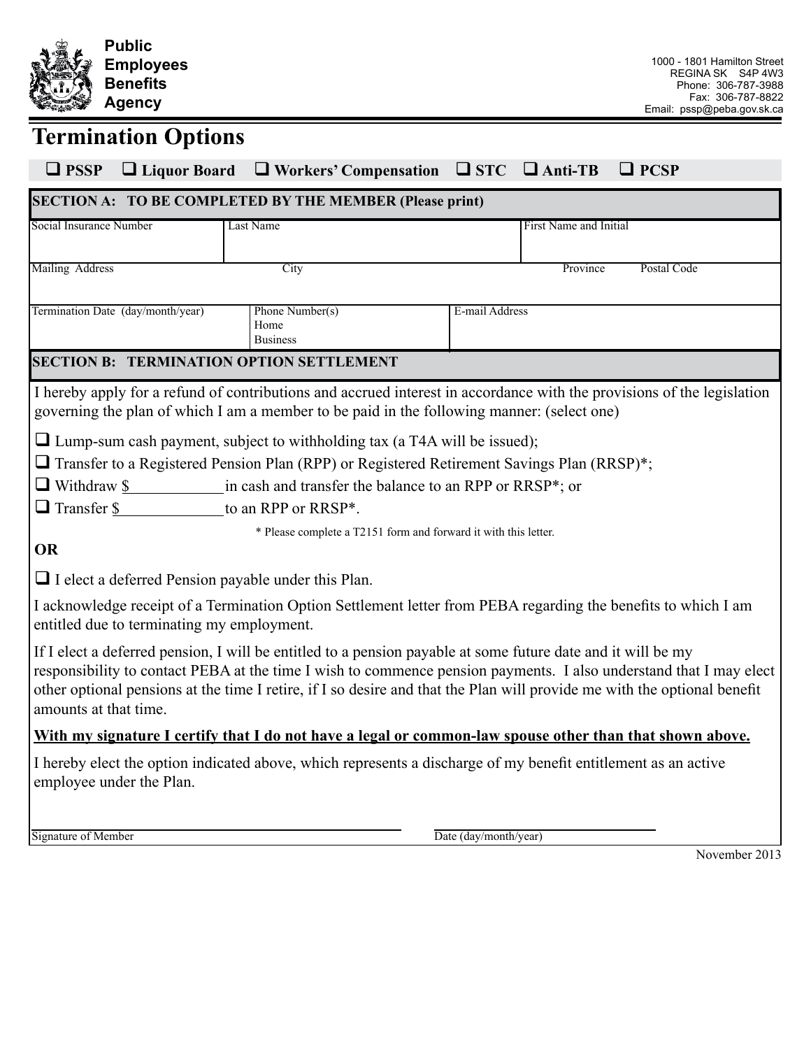**Public Employees Benefits Agency**

1000 - 1801 Hamilton Street
REGINA SK S4P 4W3
Phone: 306-787-3988
Fax: 306-787-8822
Email: pssp@peba.gov.sk.ca

# Termination Options

☐ **PSSP** ☐ **Liquor Board** ☐ **Workers' Compensation** ☐ **STC** ☐ **Anti-TB** ☐ **PCSP**

## SECTION A: TO BE COMPLETED BY THE MEMBER (Please print)

| Social Insurance Number | Last Name | | First Name and Initial | |
|---|---|---|---|---|
| | | | | |
| **Mailing Address** | **City** | | **Province** | **Postal Code** |
| | | | | |
| **Termination Date (day/month/year)** | **Phone Number(s)** Home Business | **E-mail Address** | | |
| | | | | |

## SECTION B: TERMINATION OPTION SETTLEMENT

I hereby apply for a refund of contributions and accrued interest in accordance with the provisions of the legislation governing the plan of which I am a member to be paid in the following manner: (select one)

☐ Lump-sum cash payment, subject to withholding tax (a T4A will be issued);

☐ Transfer to a Registered Pension Plan (RPP) or Registered Retirement Savings Plan (RRSP)*;

☐ Withdraw $____________ in cash and transfer the balance to an RPP or RRSP*; or

☐ Transfer $____________ to an RPP or RRSP*.

\* Please complete a T2151 form and forward it with this letter.

**OR**

☐ I elect a deferred Pension payable under this Plan.

I acknowledge receipt of a Termination Option Settlement letter from PEBA regarding the benefits to which I am entitled due to terminating my employment.

If I elect a deferred pension, I will be entitled to a pension payable at some future date and it will be my responsibility to contact PEBA at the time I wish to commence pension payments. I also understand that I may elect other optional pensions at the time I retire, if I so desire and that the Plan will provide me with the optional benefit amounts at that time.

**With my signature I certify that I do not have a legal or common-law spouse other than that shown above.**

I hereby elect the option indicated above, which represents a discharge of my benefit entitlement as an active employee under the Plan.

______________________________ ______________________________
Signature of Member Date (day/month/year)

November 2013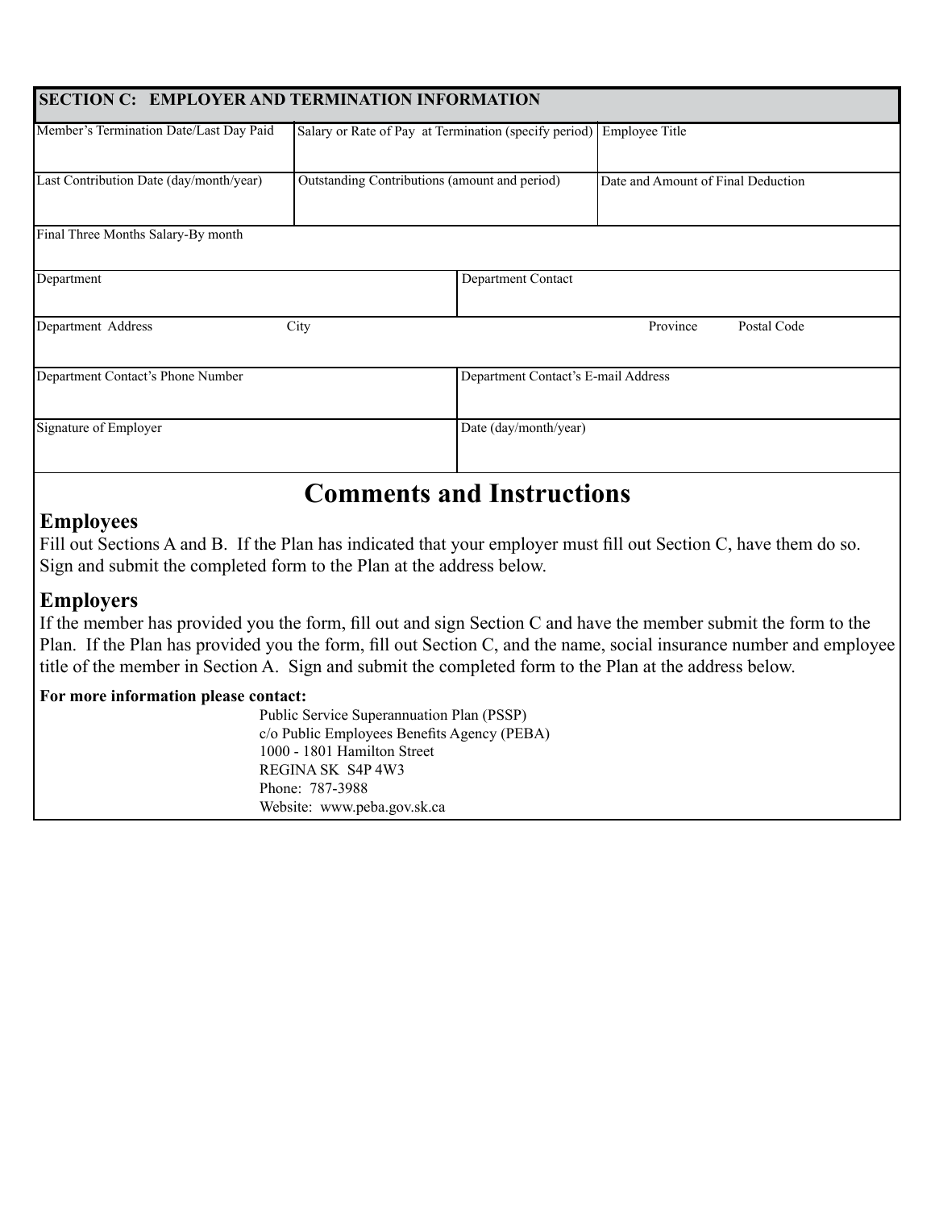## SECTION C: EMPLOYER AND TERMINATION INFORMATION

| Member's Termination Date/Last Day Paid | Salary or Rate of Pay at Termination (specify period) | Employee Title |
|---|---|---|
| | | |

| Last Contribution Date (day/month/year) | Outstanding Contributions (amount and period) | Date and Amount of Final Deduction |
|---|---|---|
| | | |

| Final Three Months Salary-By month |
|---|
| |

| Department | Department Contact |
|---|---|
| | |

| Department Address | City | Province | Postal Code |
|---|---|---|---|
| | | | |

| Department Contact's Phone Number | Department Contact's E-mail Address |
|---|---|
| | |

| Signature of Employer | Date (day/month/year) |
|---|---|
| | |

# Comments and Instructions

## Employees

Fill out Sections A and B. If the Plan has indicated that your employer must fill out Section C, have them do so. Sign and submit the completed form to the Plan at the address below.

## Employers

If the member has provided you the form, fill out and sign Section C and have the member submit the form to the Plan. If the Plan has provided you the form, fill out Section C, and the name, social insurance number and employee title of the member in Section A. Sign and submit the completed form to the Plan at the address below.

**For more information please contact:**

Public Service Superannuation Plan (PSSP)
c/o Public Employees Benefits Agency (PEBA)
1000 - 1801 Hamilton Street
REGINA SK S4P 4W3
Phone: 787-3988
Website: www.peba.gov.sk.ca